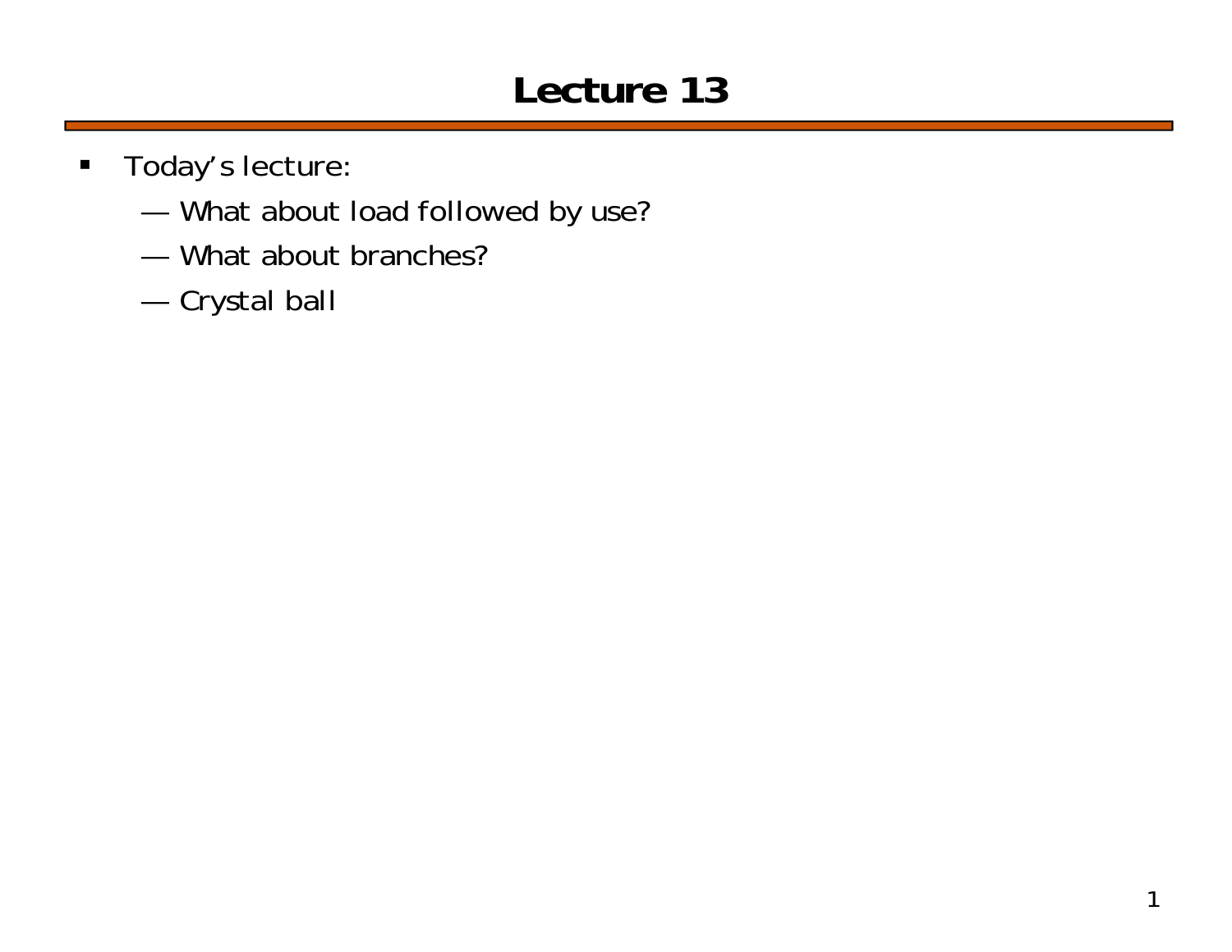# Lecture 13

- Today's lecture:
  - What about load followed by use?
  - What about branches?
  - Crystal ball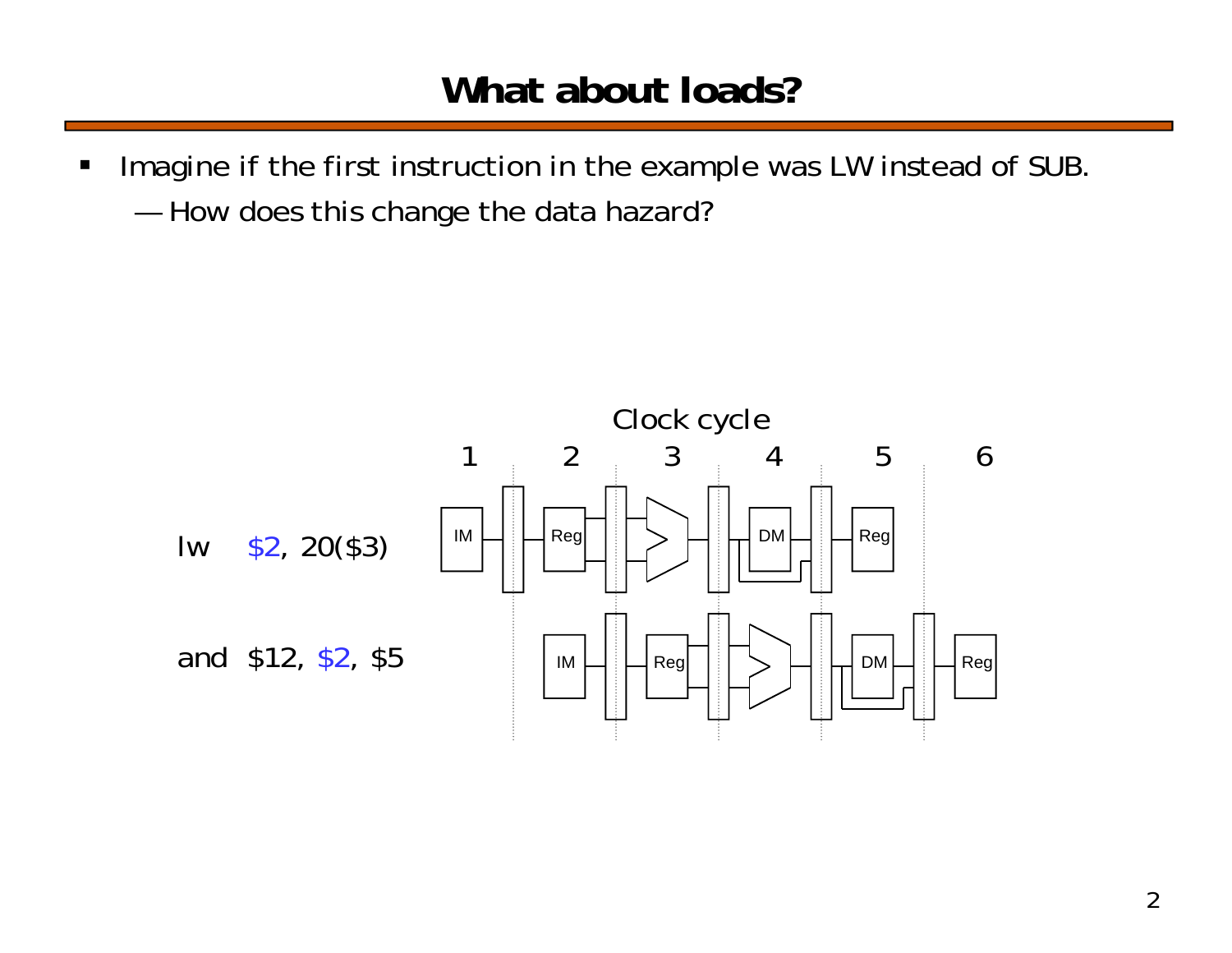# What about loads?

- Imagine if the first instruction in the example was LW instead of SUB.
  - How does this change the data hazard?

Clock cycle

1 2 3 4 5 6

lw $2, 20($3)

and $12, $2, $5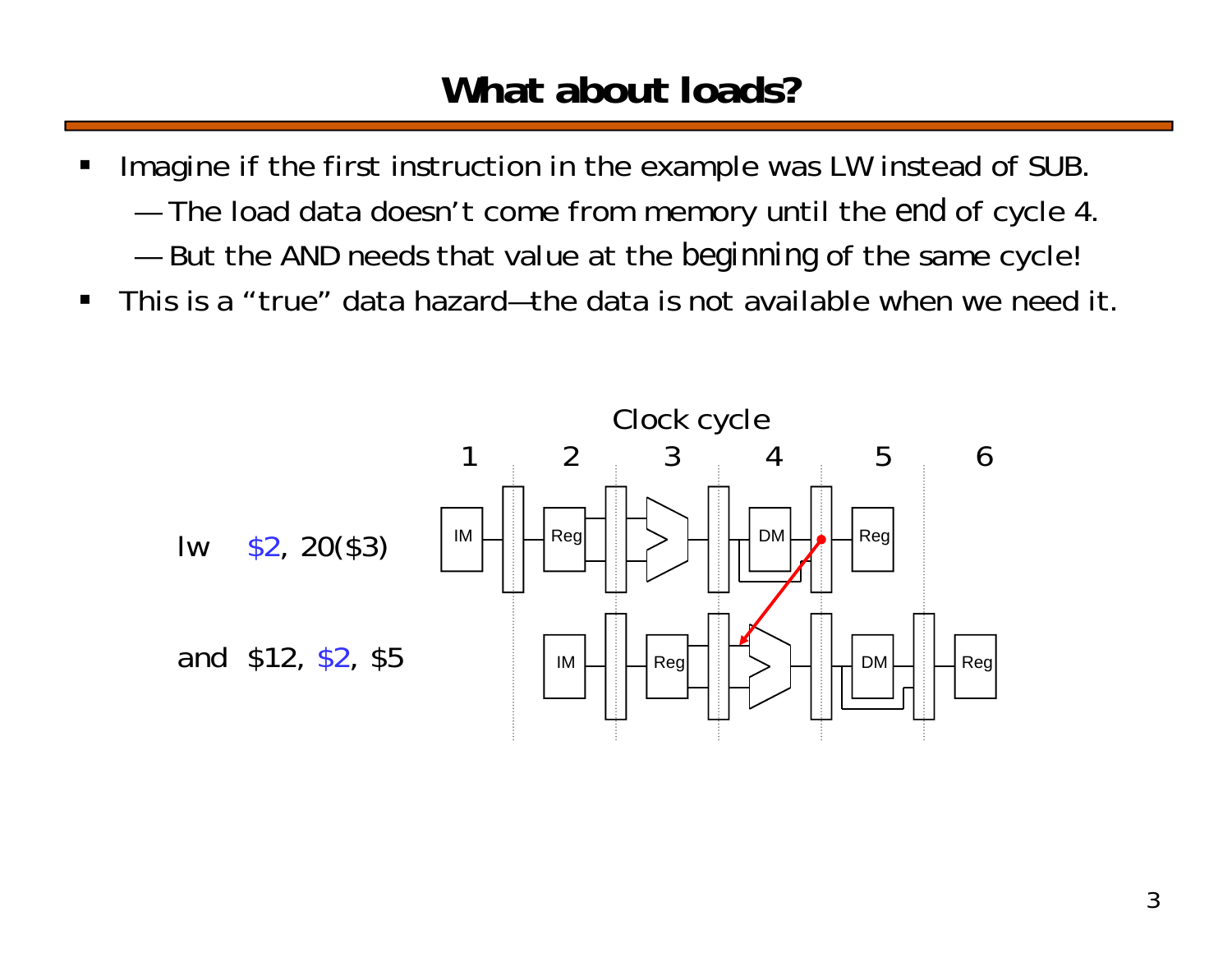# What about loads?

- Imagine if the first instruction in the example was LW instead of SUB.
  - — The load data doesn't come from memory until the *end* of cycle 4.
  - — But the AND needs that value at the *beginning* of the same cycle!
- This is a "true" data hazard—the data is not available when we need it.

Clock cycle

| | 1 | 2 | 3 | 4 | 5 | 6 |
|---|---|---|---|---|---|---|
| lw $2, 20($3) | IM | Reg | ALU | DM | Reg | |
| and $12, $2, $5 | | IM | Reg | ALU | DM | Reg |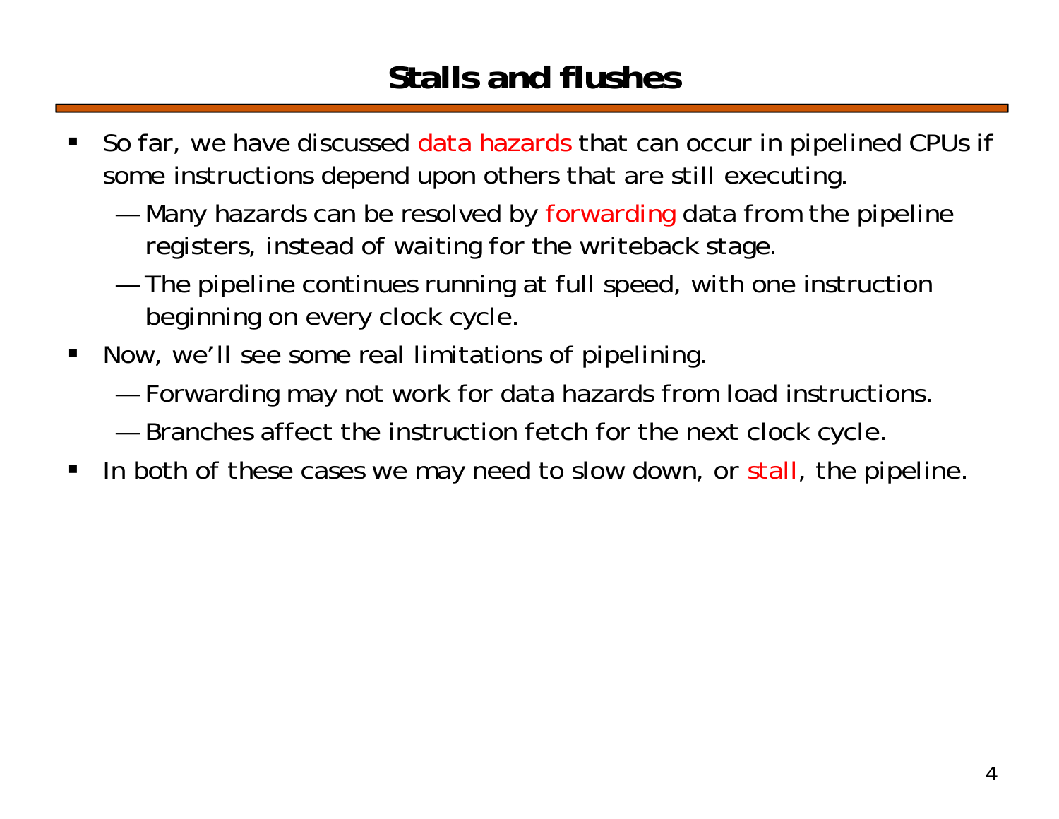# Stalls and flushes

- So far, we have discussed data hazards that can occur in pipelined CPUs if some instructions depend upon others that are still executing.
  - Many hazards can be resolved by forwarding data from the pipeline registers, instead of waiting for the writeback stage.
  - The pipeline continues running at full speed, with one instruction beginning on every clock cycle.
- Now, we'll see some real limitations of pipelining.
  - Forwarding may not work for data hazards from load instructions.
  - Branches affect the instruction fetch for the next clock cycle.
- In both of these cases we may need to slow down, or stall, the pipeline.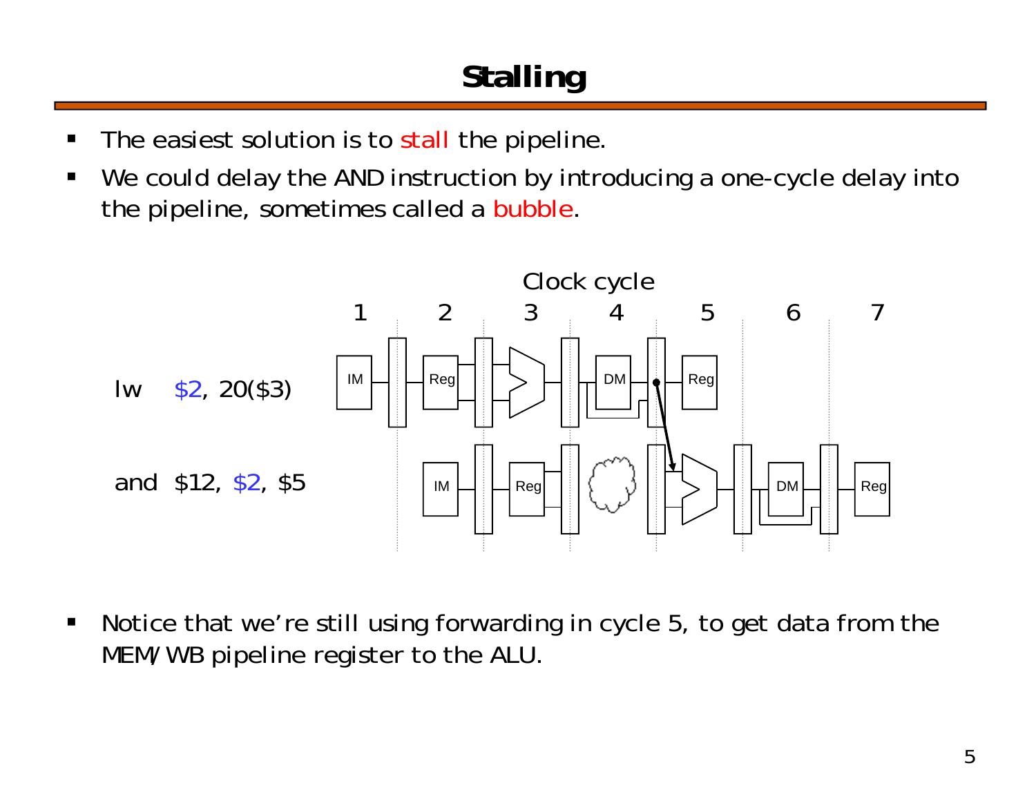# Stalling

- The easiest solution is to stall the pipeline.
- We could delay the AND instruction by introducing a one-cycle delay into the pipeline, sometimes called a bubble.

Clock cycle

1 2 3 4 5 6 7

lw $2, 20($3)

and $12, $2, $5

IM Reg DM Reg

IM Reg DM Reg

- Notice that we're still using forwarding in cycle 5, to get data from the MEM/WB pipeline register to the ALU.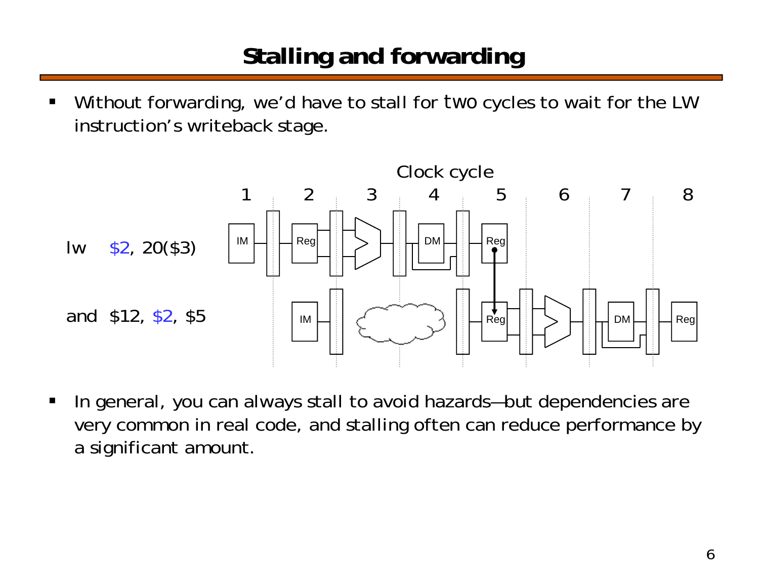# Stalling and forwarding

- Without forwarding, we'd have to stall for two cycles to wait for the LW instruction's writeback stage.

Clock cycle

1 2 3 4 5 6 7 8

lw $2, 20($3)

and $12, $2, $5

- In general, you can always stall to avoid hazards—but dependencies are very common in real code, and stalling often can reduce performance by a significant amount.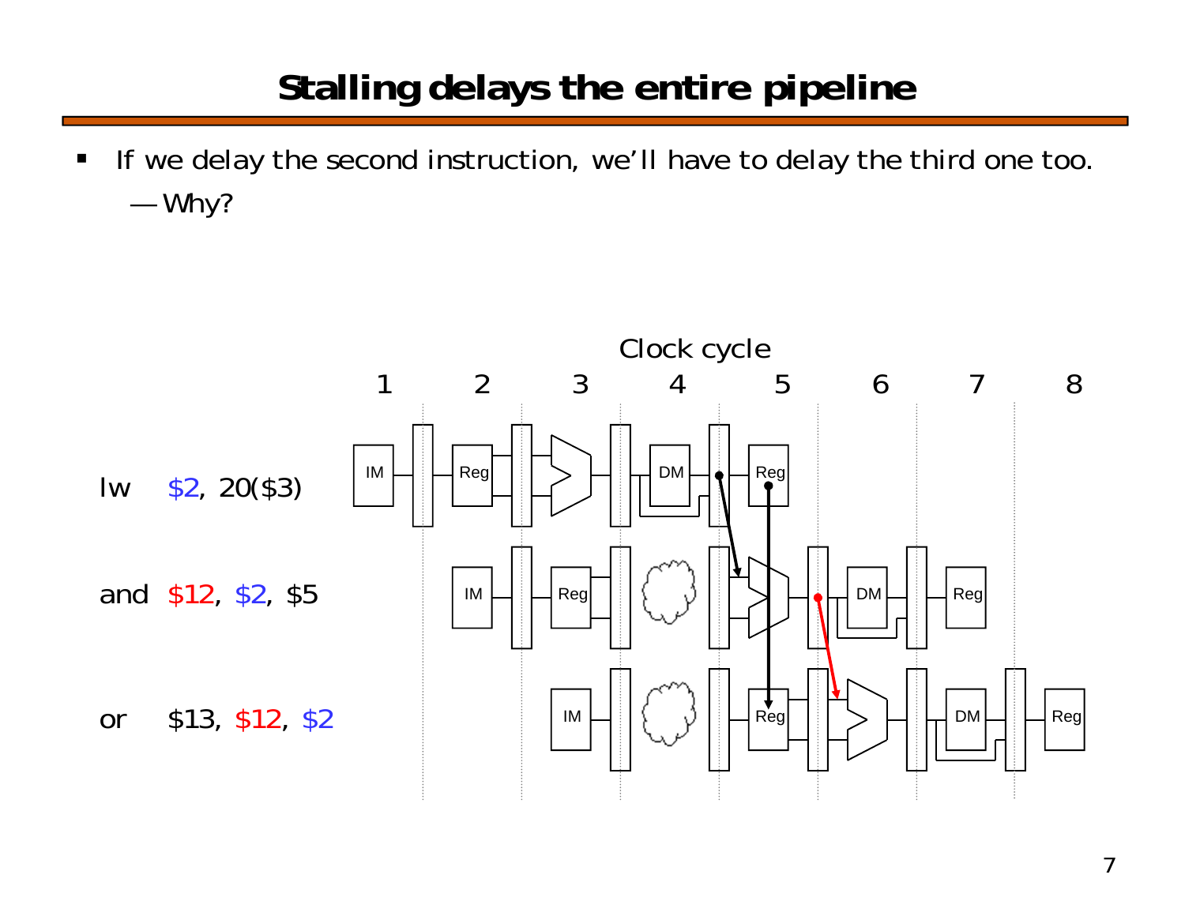# Stalling delays the entire pipeline

- If we delay the second instruction, we'll have to delay the third one too.
  - — Why?

Clock cycle

1 2 3 4 5 6 7 8

lw $2, 20($3)

and $12, $2, $5

or $13, $12, $2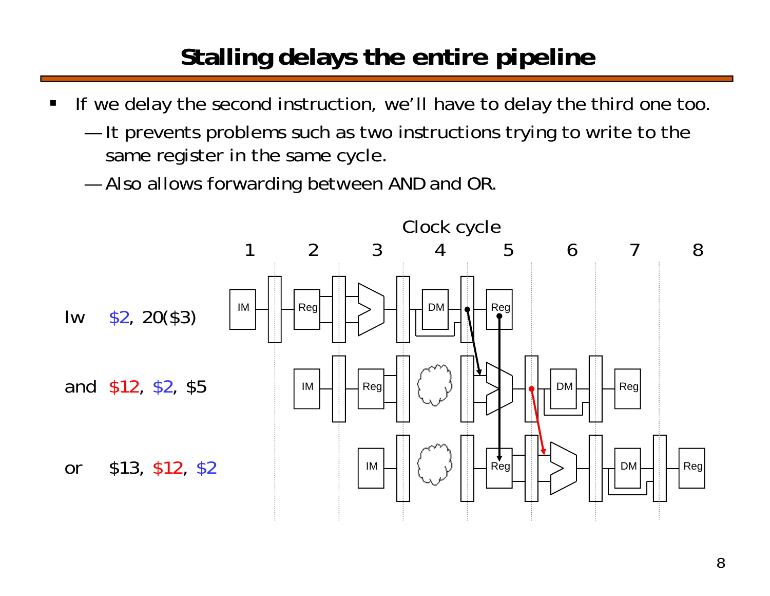# Stalling delays the entire pipeline

- If we delay the second instruction, we'll have to delay the third one too.
  - It prevents problems such as two instructions trying to write to the same register in the same cycle.
  - Also allows forwarding between AND and OR.

Clock cycle

| | 1 | 2 | 3 | 4 | 5 | 6 | 7 | 8 |
|---|---|---|---|---|---|---|---|---|
| lw $2, 20($3) | IM | Reg | ALU | DM | Reg | | | |
| and $12, $2, $5 | | IM | Reg | (stall) | ALU | DM | Reg | |
| or $13, $12, $2 | | | IM | (stall) | Reg | ALU | DM | Reg |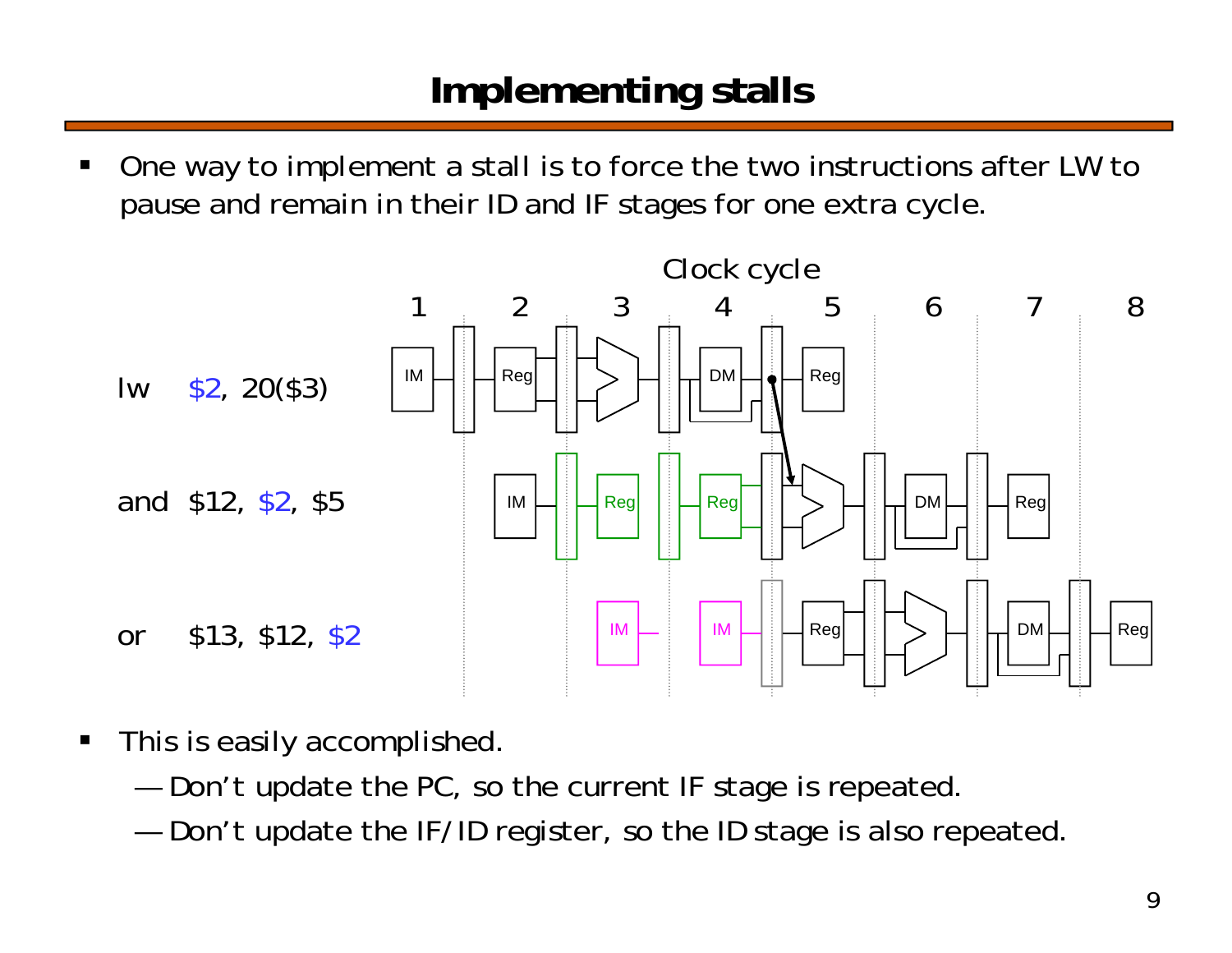# Implementing stalls

- One way to implement a stall is to force the two instructions after LW to pause and remain in their ID and IF stages for one extra cycle.

Clock cycle

| | 1 | 2 | 3 | 4 | 5 | 6 | 7 | 8 |
|---|---|---|---|---|---|---|---|---|
| lw $2, 20($3) | IM | Reg | | DM | Reg | | | |
| and $12, $2, $5 | | IM | Reg | Reg | | DM | Reg | |
| or $13, $12, $2 | | | IM | IM | Reg | | DM | Reg |

- This is easily accomplished.
  - — Don't update the PC, so the current IF stage is repeated.
  - — Don't update the IF/ID register, so the ID stage is also repeated.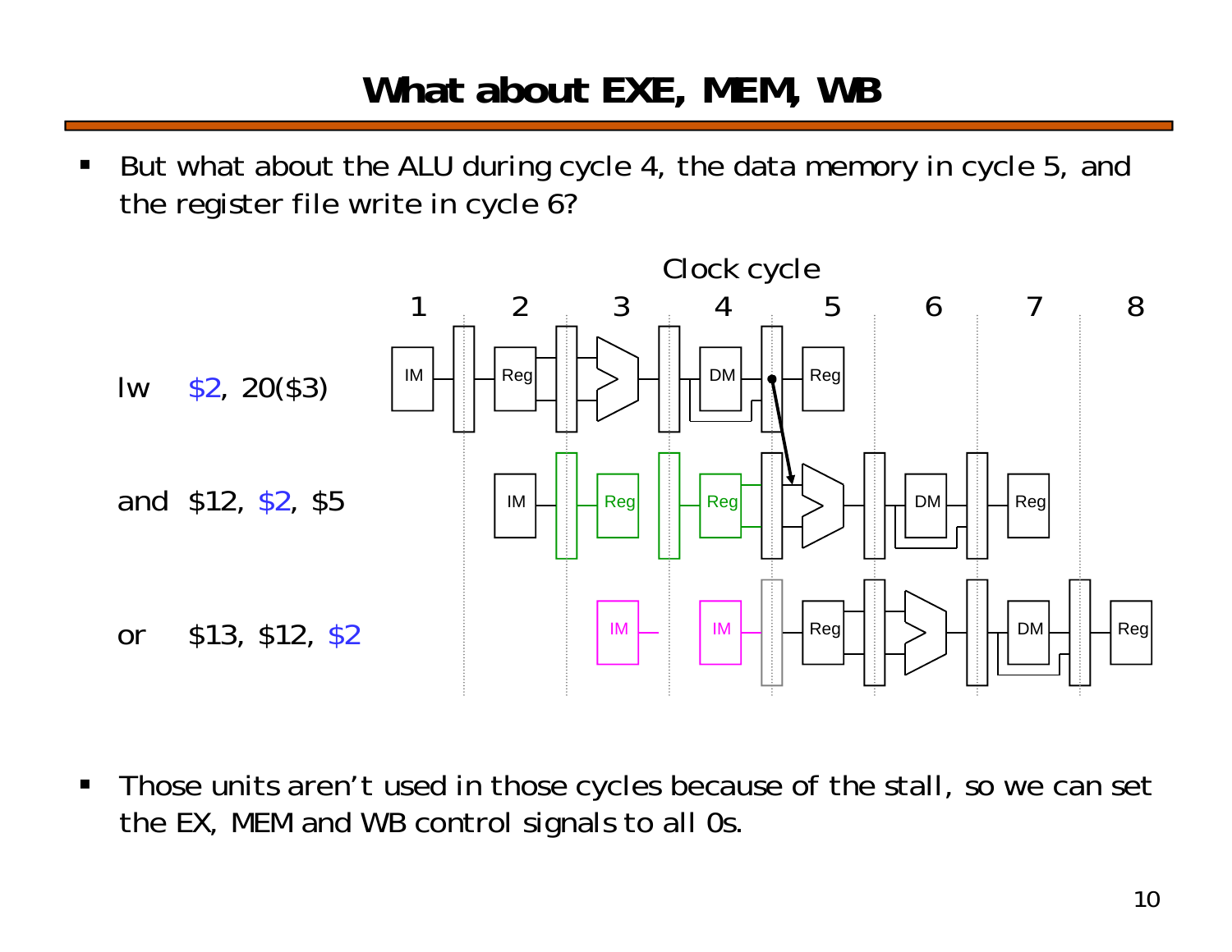# What about EXE, MEM, WB

- But what about the ALU during cycle 4, the data memory in cycle 5, and the register file write in cycle 6?

Clock cycle

| | 1 | 2 | 3 | 4 | 5 | 6 | 7 | 8 |
|---|---|---|---|---|---|---|---|---|
| lw $2, 20($3) | IM | Reg | | DM | Reg | | | |
| and $12, $2, $5 | | IM | Reg | Reg | | DM | Reg | |
| or $13, $12, $2 | | | IM | IM | Reg | | DM | Reg |

- Those units aren't used in those cycles because of the stall, so we can set the EX, MEM and WB control signals to all 0s.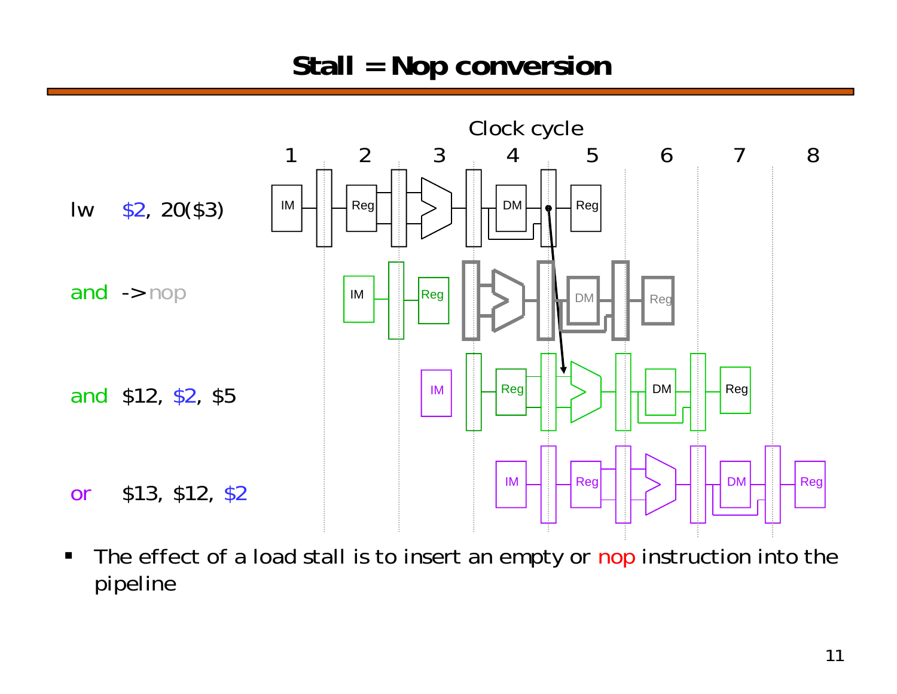# Stall = Nop conversion

Clock cycle

1 2 3 4 5 6 7 8

lw $2, 20($3)

and -> nop

and $12, $2, $5

or $13, $12, $2

- The effect of a load stall is to insert an empty or nop instruction into the pipeline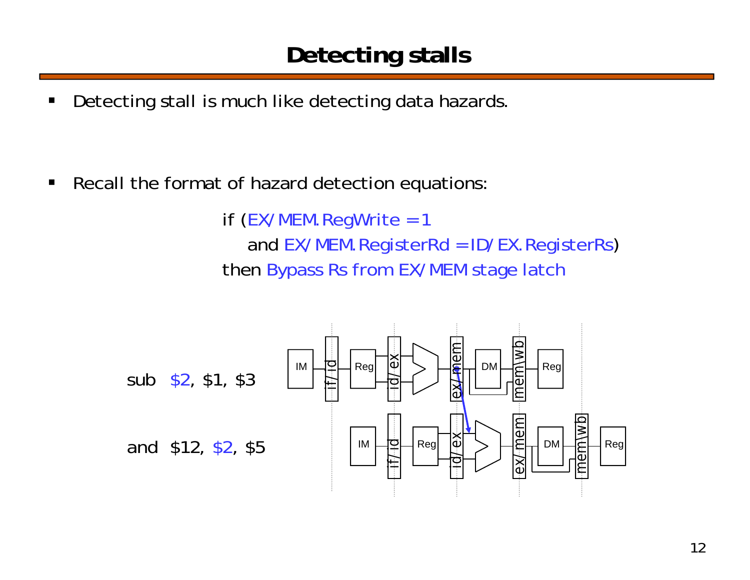# Detecting stalls

- Detecting stall is much like detecting data hazards.

- Recall the format of hazard detection equations:

```
if (EX/MEM.RegWrite = 1
    and EX/MEM.RegisterRd = ID/EX.RegisterRs)
then Bypass Rs from EX/MEM stage latch
```

sub $2, $1, $3

and $12, $2, $5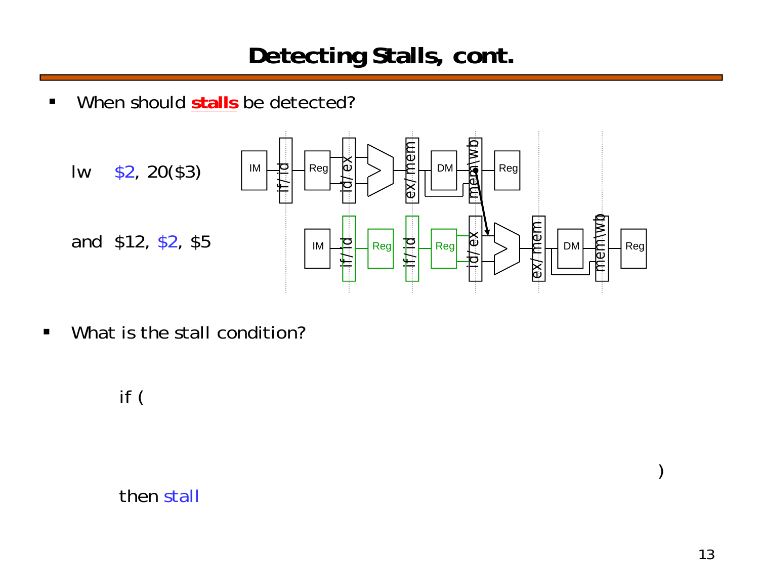# Detecting Stalls, cont.

- When should **stalls** be detected?

lw $2, 20($3)

and $12, $2, $5

- What is the stall condition?

if (

)

then stall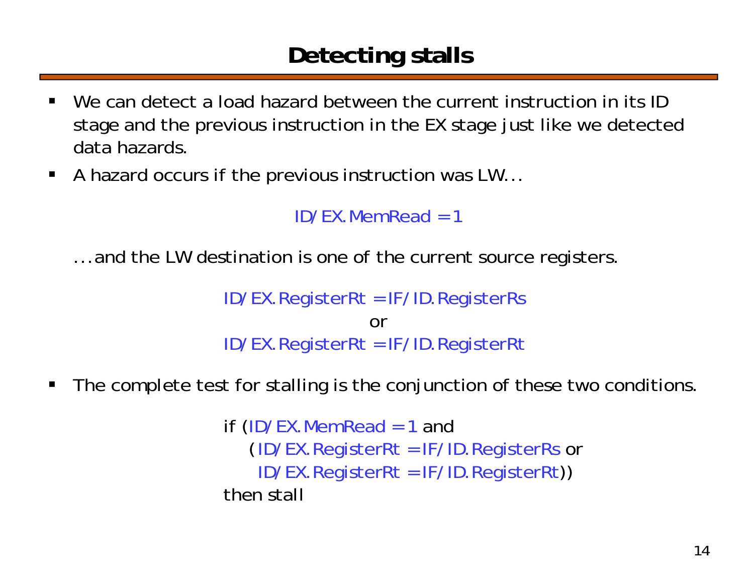# Detecting stalls

- We can detect a load hazard between the current instruction in its ID stage and the previous instruction in the EX stage just like we detected data hazards.
- A hazard occurs if the previous instruction was LW...

ID/EX.MemRead = 1

...and the LW destination is one of the current source registers.

ID/EX.RegisterRt = IF/ID.RegisterRs

or

ID/EX.RegisterRt = IF/ID.RegisterRt

- The complete test for stalling is the conjunction of these two conditions.

```
if (ID/EX.MemRead = 1 and
    (ID/EX.RegisterRt = IF/ID.RegisterRs or
     ID/EX.RegisterRt = IF/ID.RegisterRt))
then stall
```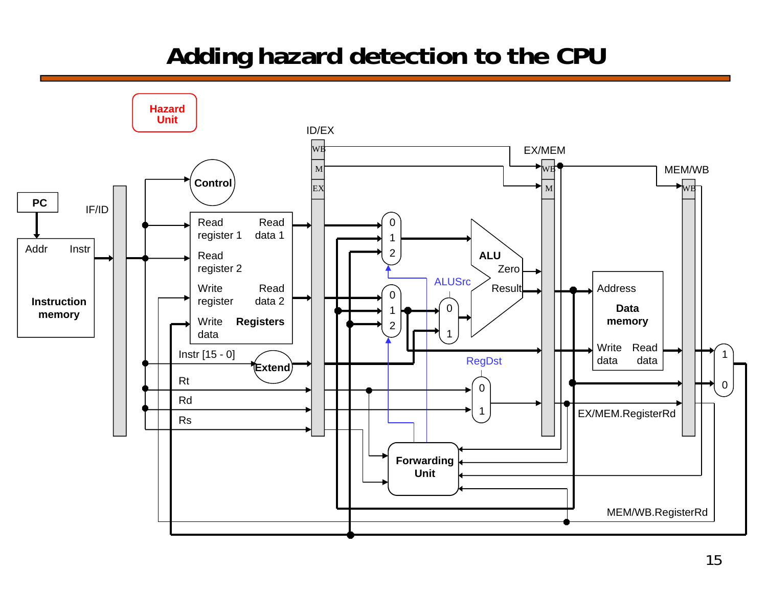# Adding hazard detection to the CPU

Hazard Unit

PC

Addr Instr

Instruction memory

IF/ID

Control

Read register 1

Read register 2

Write register

Write data

Read data 1

Read data 2

Registers

Instr [15 - 0]

Extend

Rt

Rd

Rs

ID/EX

WB

M

EX

0 1 2

0 1 2

ALUSrc

0 1

ALU

Zero

Result

RegDst

0 1

EX/MEM

WB

M

Forwarding Unit

Address

Data memory

Write data

Read data

MEM/WB

WB

1 0

EX/MEM.RegisterRd

MEM/WB.RegisterRd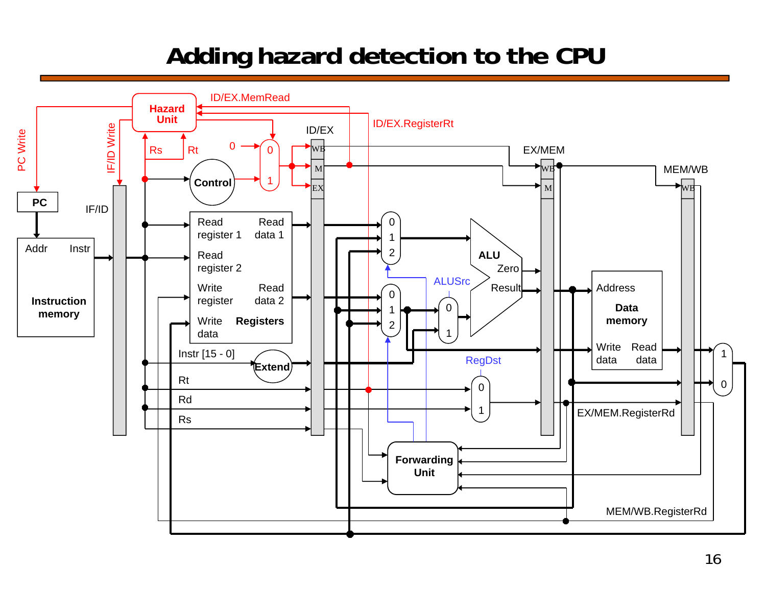# Adding hazard detection to the CPU

PC Write

IF/ID Write

Hazard Unit

ID/EX.MemRead

ID/EX.RegisterRt

Rs

Rt

0

0

1

Control

ID/EX

WB

M

EX

EX/MEM

WB

M

MEM/WB

WB

PC

IF/ID

Addr

Instr

Instruction memory

Read register 1

Read data 1

Read register 2

Write register

Read data 2

Write data

Registers

Instr [15 - 0]

Extend

Rt

Rd

Rs

0
1
2

0
1
2

0
1

ALUSrc

ALU

Zero

Result

RegDst

0
1

Address

Data memory

Write data

Read data

1
0

EX/MEM.RegisterRd

Forwarding Unit

MEM/WB.RegisterRd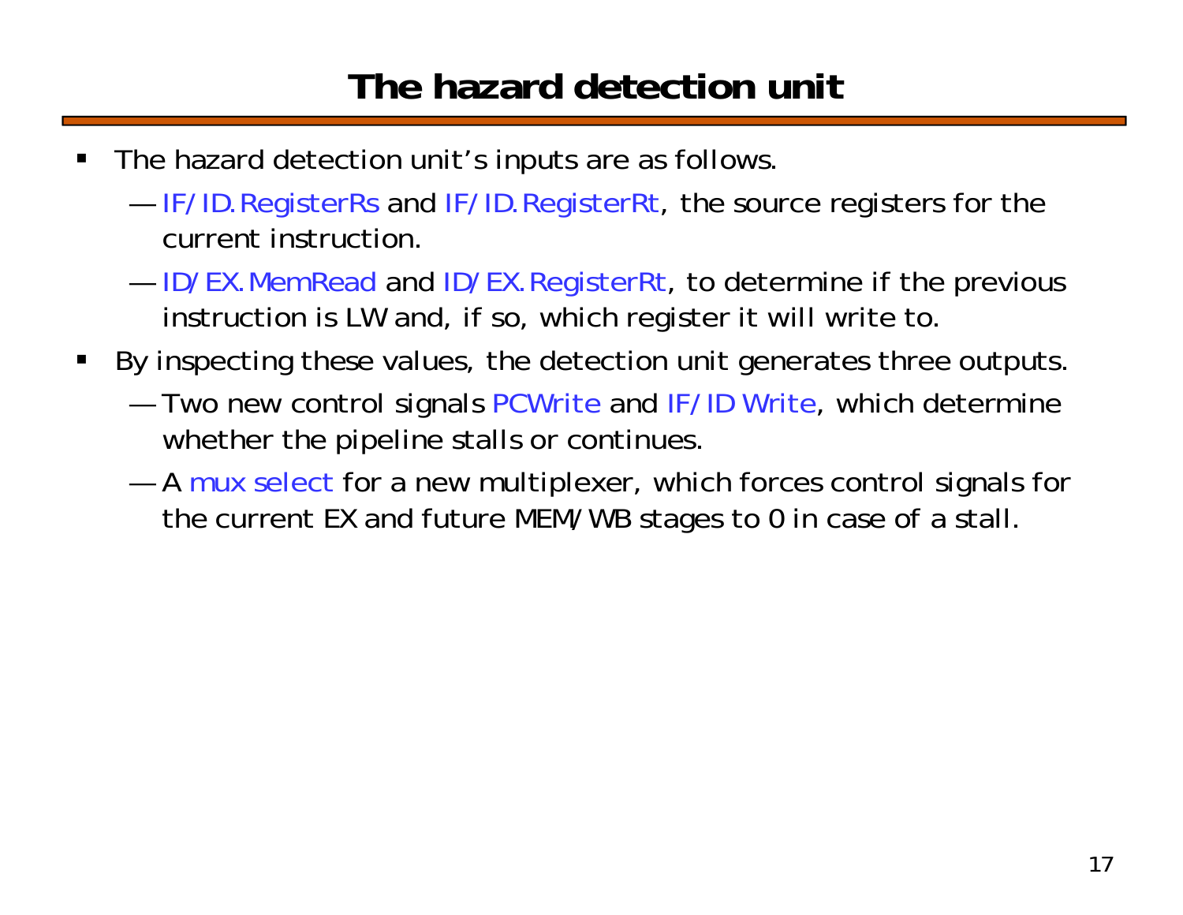# The hazard detection unit

- The hazard detection unit's inputs are as follows.
  - IF/ID.RegisterRs and IF/ID.RegisterRt, the source registers for the current instruction.
  - ID/EX.MemRead and ID/EX.RegisterRt, to determine if the previous instruction is LW and, if so, which register it will write to.
- By inspecting these values, the detection unit generates three outputs.
  - Two new control signals PCWrite and IF/ID Write, which determine whether the pipeline stalls or continues.
  - A mux select for a new multiplexer, which forces control signals for the current EX and future MEM/WB stages to 0 in case of a stall.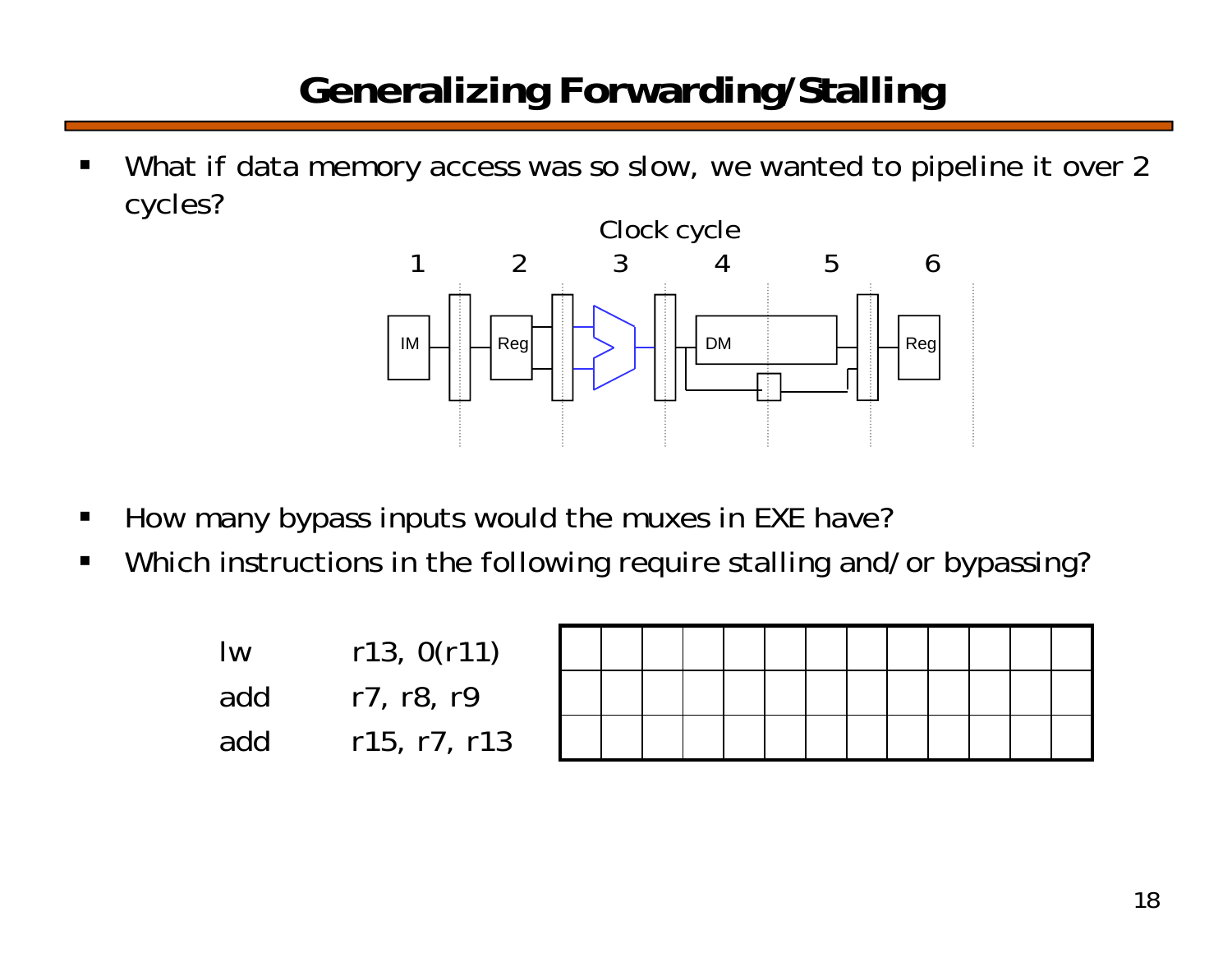# Generalizing Forwarding/Stalling

- What if data memory access was so slow, we wanted to pipeline it over 2 cycles?

Clock cycle

1 2 3 4 5 6

IM Reg DM Reg

- How many bypass inputs would the muxes in EXE have?
- Which instructions in the following require stalling and/or bypassing?

| | | | | | | | | | | | | | | |
|---|---|---|---|---|---|---|---|---|---|---|---|---|---|---|
| lw | r13, 0(r11) | | | | | | | | | | | | | |
| add | r7, r8, r9 | | | | | | | | | | | | | |
| add | r15, r7, r13 | | | | | | | | | | | | | |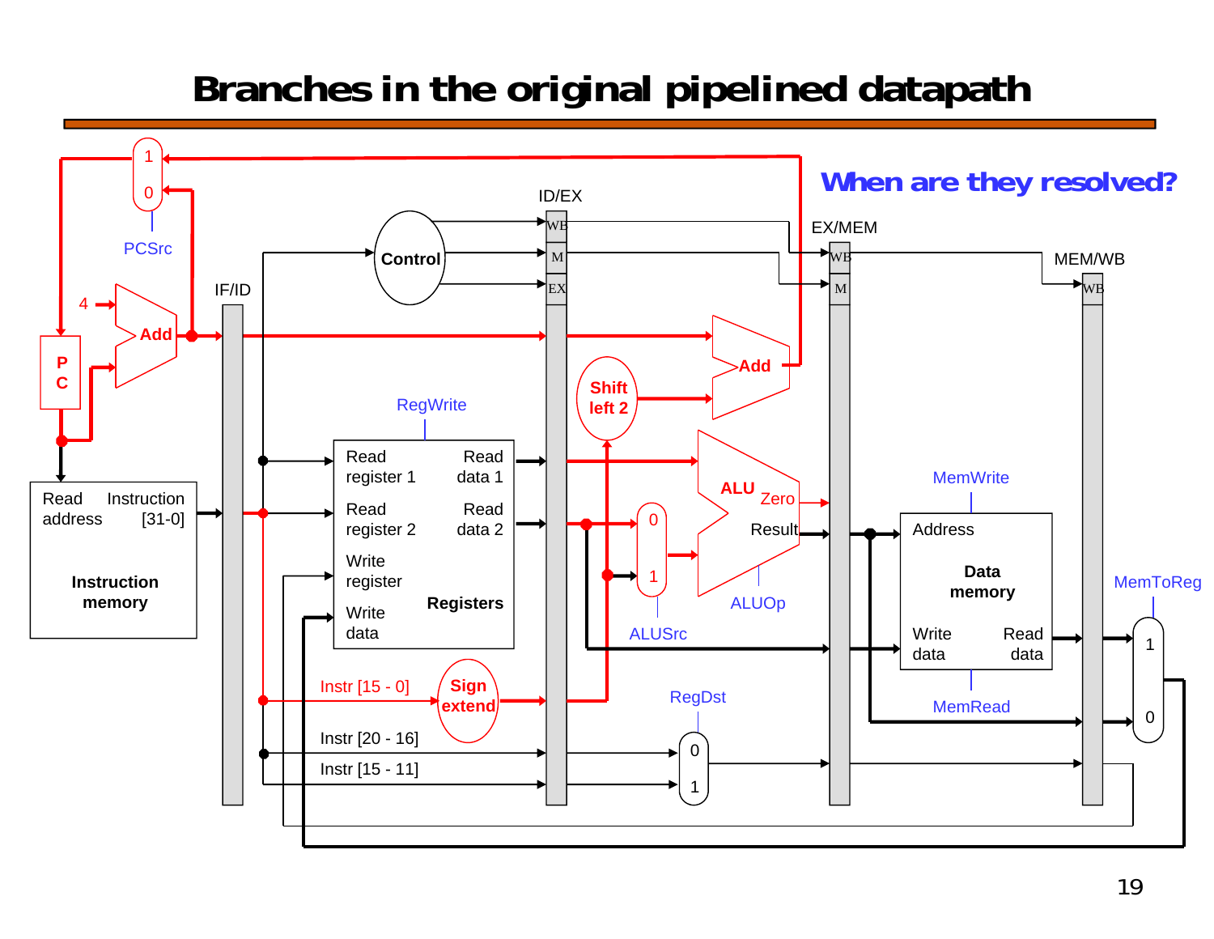# Branches in the original pipelined datapath

**When are they resolved?**

PCSrc, 4, Add, PC, IF/ID, Control, ID/EX, WB, M, EX, EX/MEM, MEM/WB, Read address, Instruction [31-0], Instruction memory, RegWrite, Read register 1, Read register 2, Write register, Write data, Read data 1, Read data 2, Registers, Instr [15 - 0], Sign extend, Instr [20 - 16], Instr [15 - 11], Shift left 2, Add, ALU, Zero, Result, ALUSrc, ALUOp, RegDst, MemWrite, Address, Data memory, Write data, Read data, MemRead, MemToReg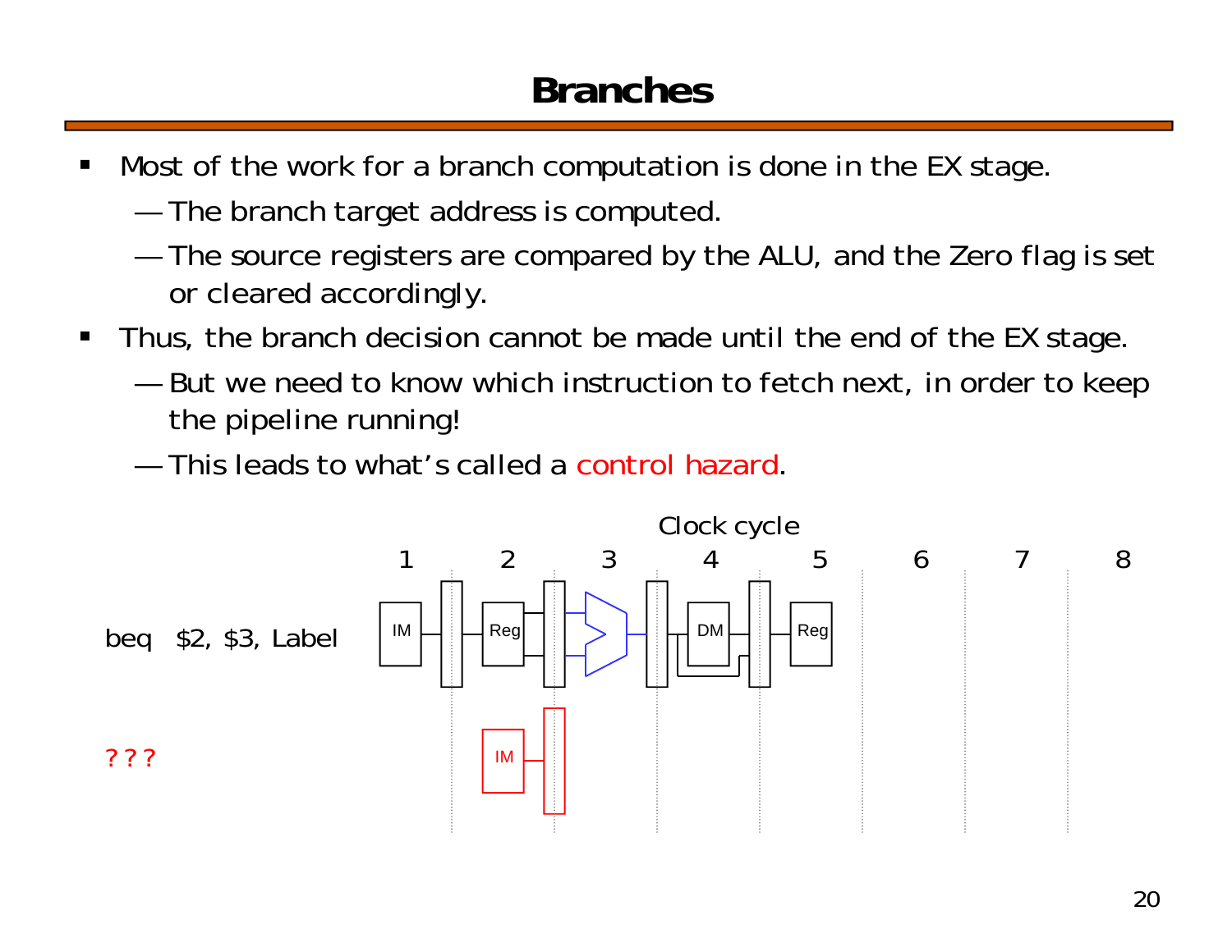# Branches

- Most of the work for a branch computation is done in the EX stage.
  - The branch target address is computed.
  - The source registers are compared by the ALU, and the Zero flag is set or cleared accordingly.
- Thus, the branch decision cannot be made until the end of the EX stage.
  - But we need to know which instruction to fetch next, in order to keep the pipeline running!
  - This leads to what's called a control hazard.

Clock cycle

1 2 3 4 5 6 7 8

beq $2, $3, Label — IM, Reg, ALU, DM, Reg

? ? ? — IM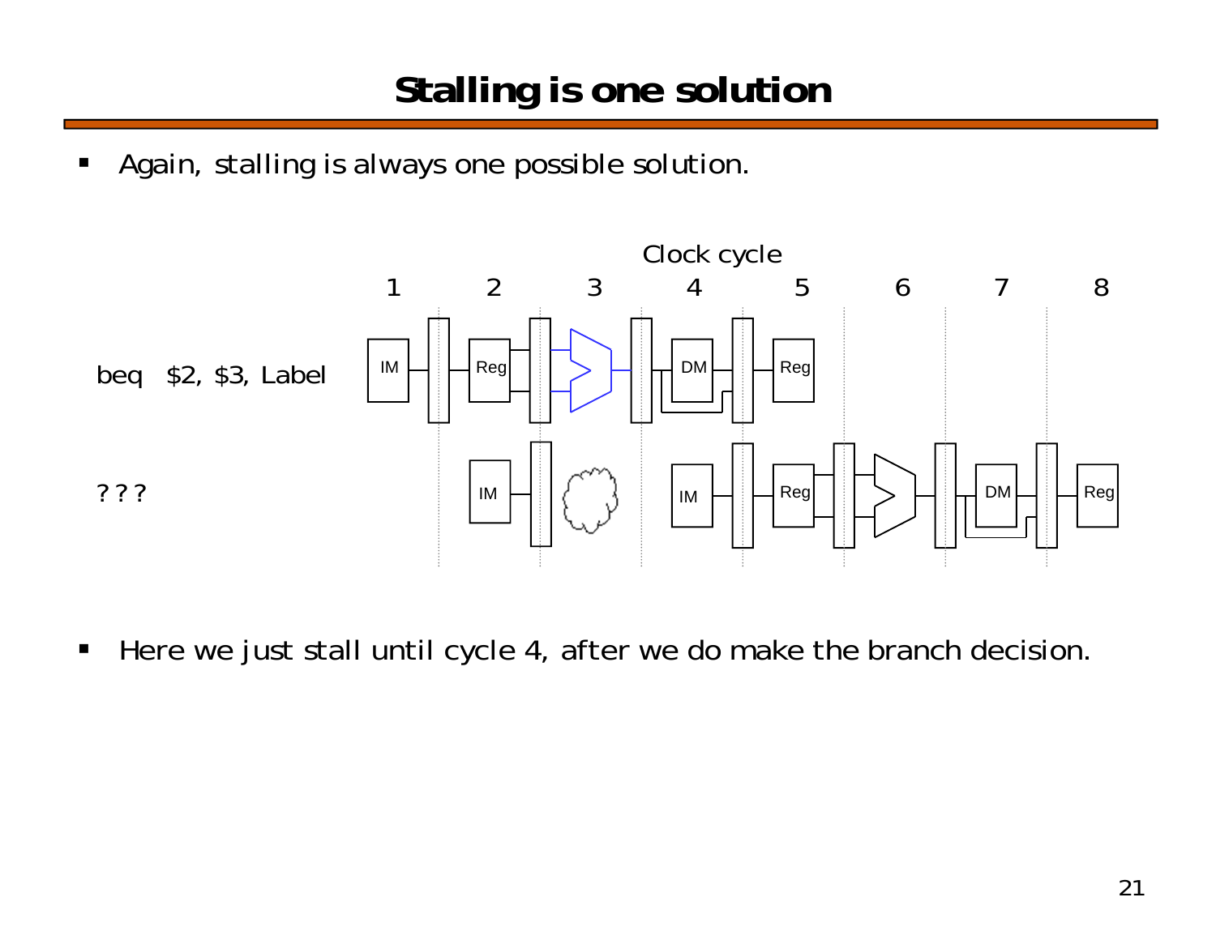# Stalling is one solution

- Again, stalling is always one possible solution.

- Here we just stall until cycle 4, after we do make the branch decision.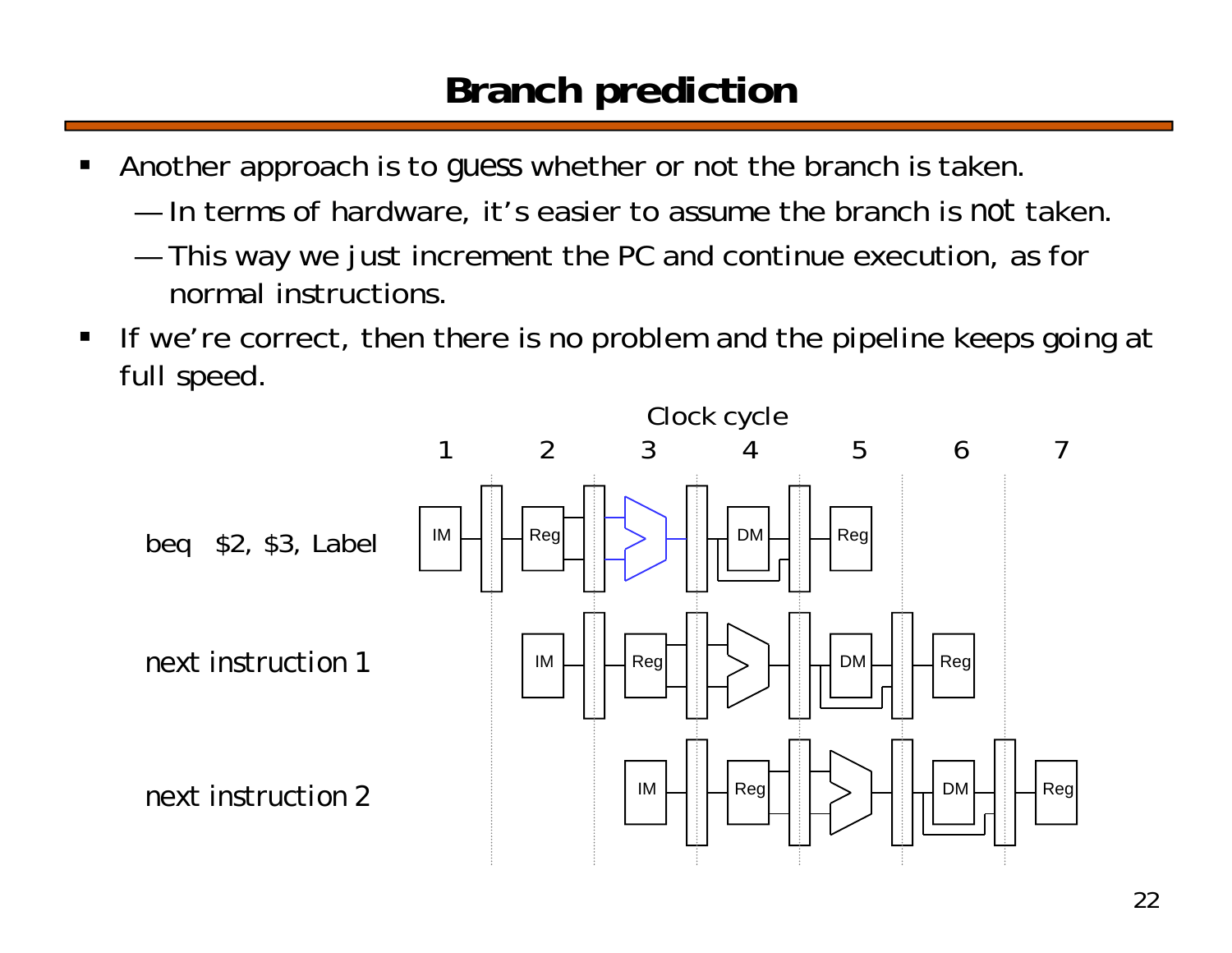# Branch prediction

- Another approach is to *guess* whether or not the branch is taken.
  - In terms of hardware, it's easier to assume the branch is *not* taken.
  - This way we just increment the PC and continue execution, as for normal instructions.
- If we're correct, then there is no problem and the pipeline keeps going at full speed.

Clock cycle

| | 1 | 2 | 3 | 4 | 5 | 6 | 7 |
|---|---|---|---|---|---|---|---|
| beq $2, $3, Label | IM | Reg | ALU | DM | Reg | | |
| next instruction 1 | | IM | Reg | ALU | DM | Reg | |
| next instruction 2 | | | IM | Reg | ALU | DM | Reg |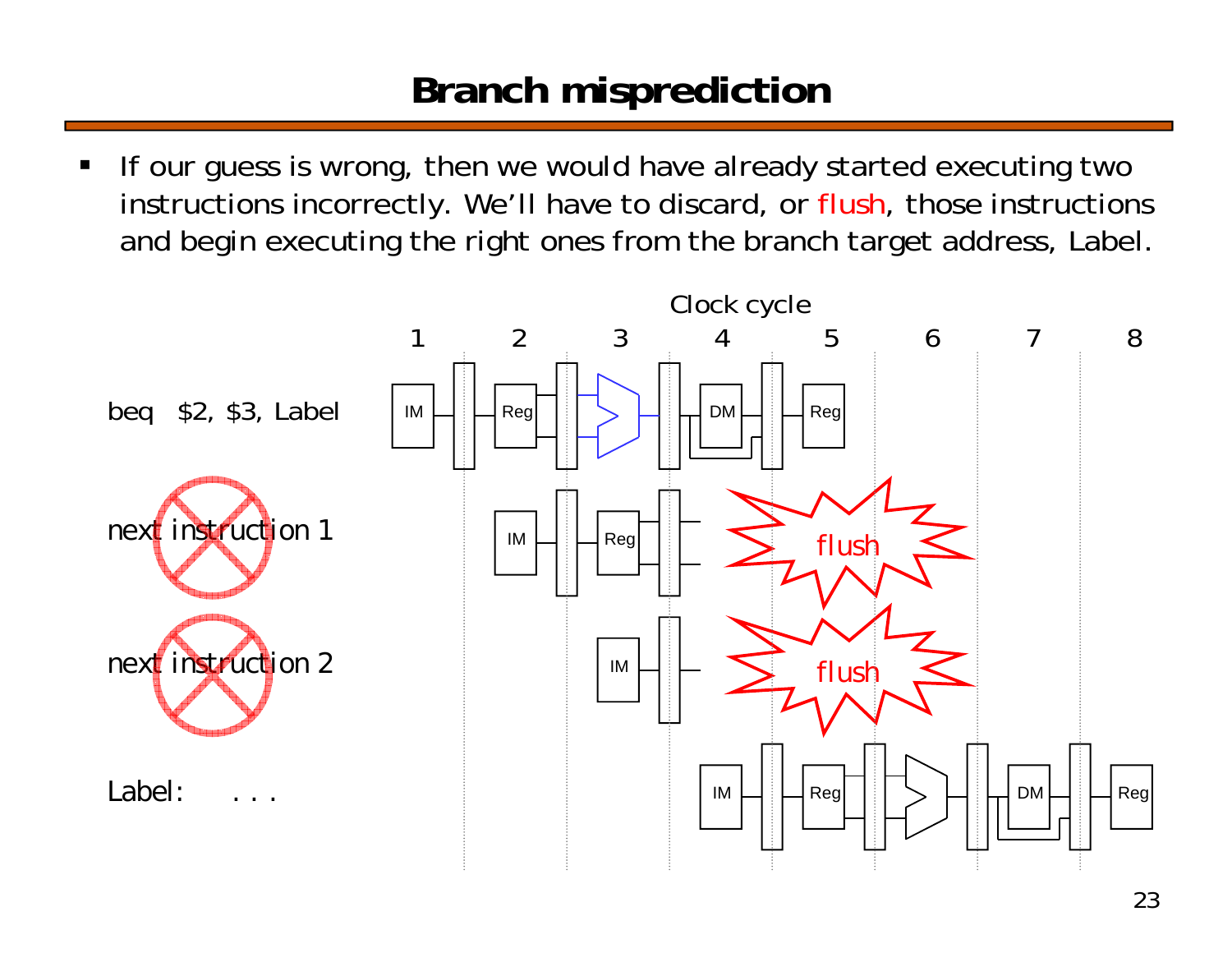# Branch misprediction

- If our guess is wrong, then we would have already started executing two instructions incorrectly. We'll have to discard, or flush, those instructions and begin executing the right ones from the branch target address, Label.

Clock cycle

| | 1 | 2 | 3 | 4 | 5 | 6 | 7 | 8 |
|---|---|---|---|---|---|---|---|---|
| beq $2, $3, Label | IM | Reg | ALU | DM | Reg | | | |
| next instruction 1 | | IM | Reg | flush | | | | |
| next instruction 2 | | | IM | flush | | | | |
| Label: . . . | | | | IM | Reg | ALU | DM | Reg |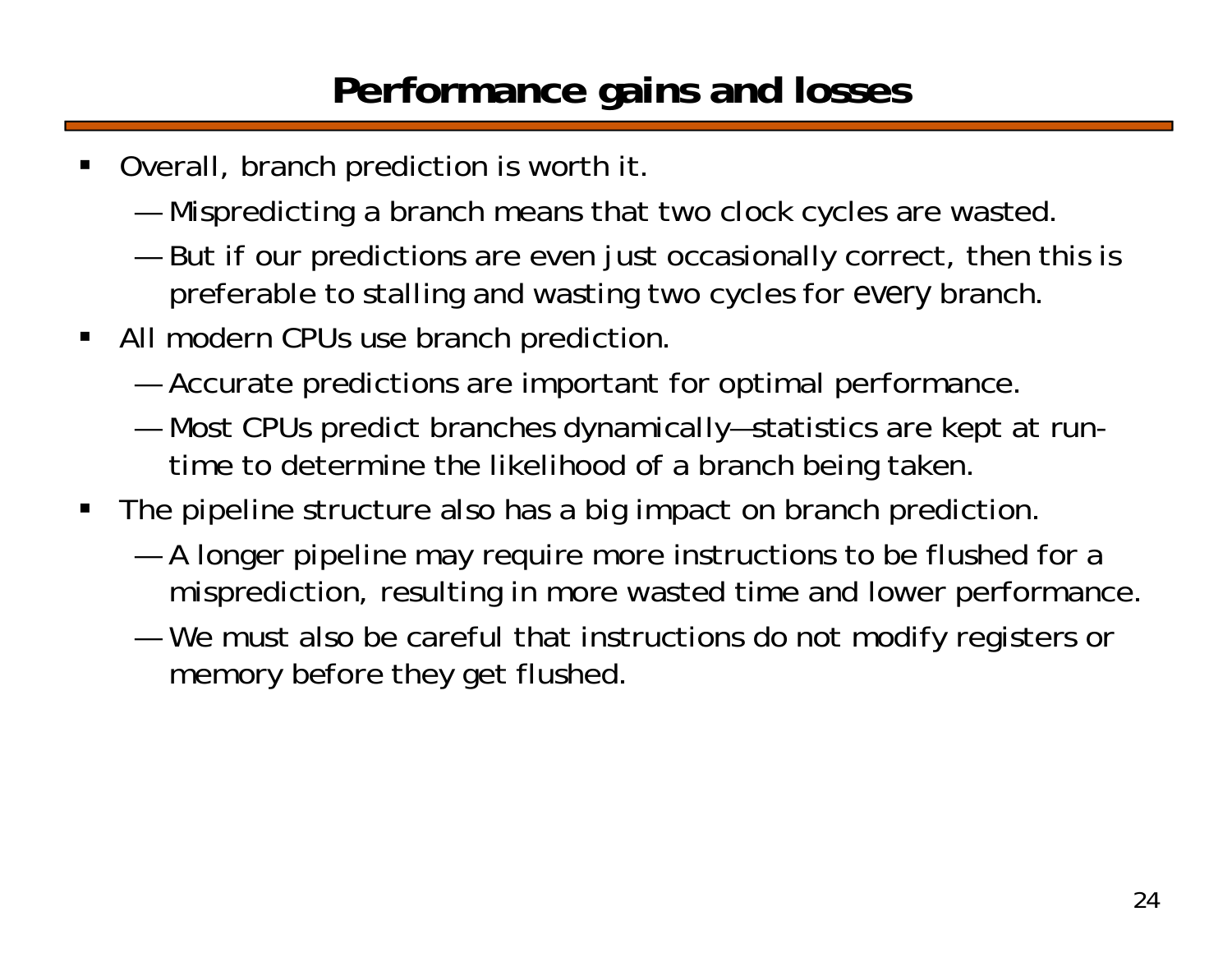# Performance gains and losses

- Overall, branch prediction is worth it.
  - Mispredicting a branch means that two clock cycles are wasted.
  - But if our predictions are even just occasionally correct, then this is preferable to stalling and wasting two cycles for *every* branch.
- All modern CPUs use branch prediction.
  - Accurate predictions are important for optimal performance.
  - Most CPUs predict branches dynamically—statistics are kept at run-time to determine the likelihood of a branch being taken.
- The pipeline structure also has a big impact on branch prediction.
  - A longer pipeline may require more instructions to be flushed for a misprediction, resulting in more wasted time and lower performance.
  - We must also be careful that instructions do not modify registers or memory before they get flushed.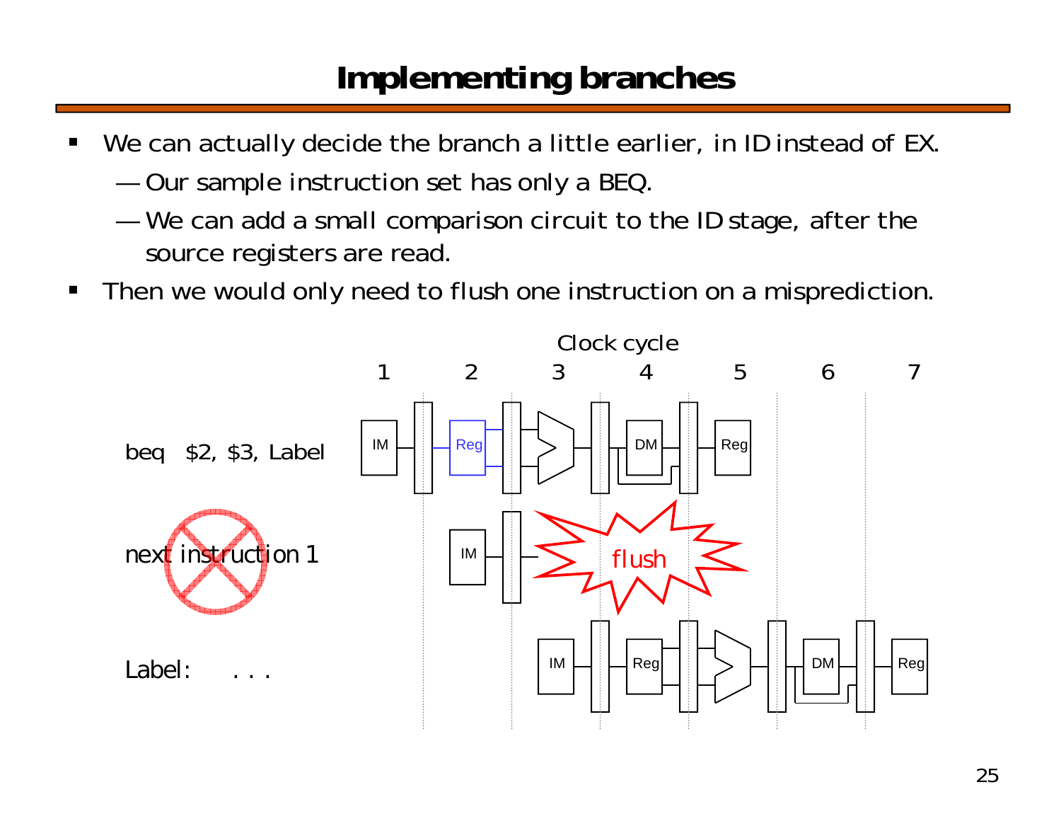# Implementing branches

- We can actually decide the branch a little earlier, in ID instead of EX.
  - Our sample instruction set has only a BEQ.
  - We can add a small comparison circuit to the ID stage, after the source registers are read.
- Then we would only need to flush one instruction on a misprediction.

Clock cycle

1 2 3 4 5 6 7

beq $2, $3, Label

next instruction 1

Label: . . .

flush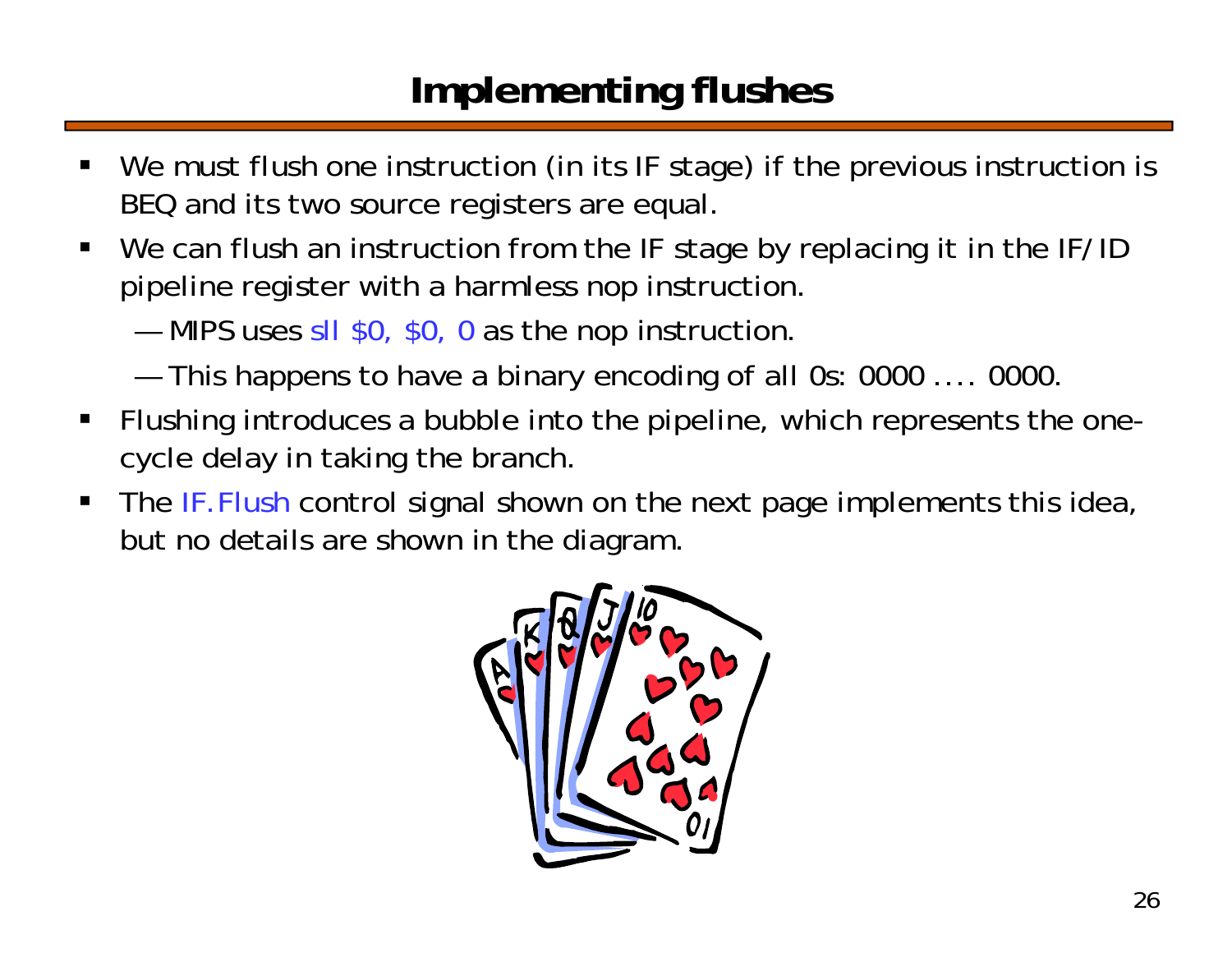# Implementing flushes

- We must flush one instruction (in its IF stage) if the previous instruction is BEQ and its two source registers are equal.
- We can flush an instruction from the IF stage by replacing it in the IF/ID pipeline register with a harmless nop instruction.
  - MIPS uses sll $0, $0, 0 as the nop instruction.
  - This happens to have a binary encoding of all 0s: 0000 .... 0000.
- Flushing introduces a bubble into the pipeline, which represents the one-cycle delay in taking the branch.
- The IF.Flush control signal shown on the next page implements this idea, but no details are shown in the diagram.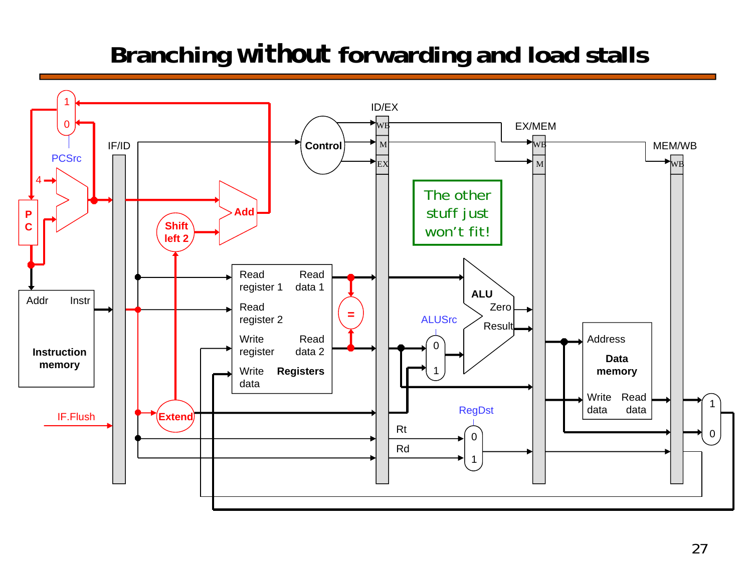# Branching without forwarding and load stalls

PCSrc

4

PC

IF/ID

Addr Instr

Instruction memory

IF.Flush

Shift left 2

Add

Control

ID/EX

WB

M

EX

EX/MEM

WB

M

MEM/WB

WB

Read register 1

Read register 2

Write register

Write data

Read data 1

Read data 2

Registers

=

Extend

The other stuff just won't fit!

ALU

Zero

Result

ALUSrc

0

1

Rt

Rd

RegDst

0

1

Address

Data memory

Write data

Read data

1

0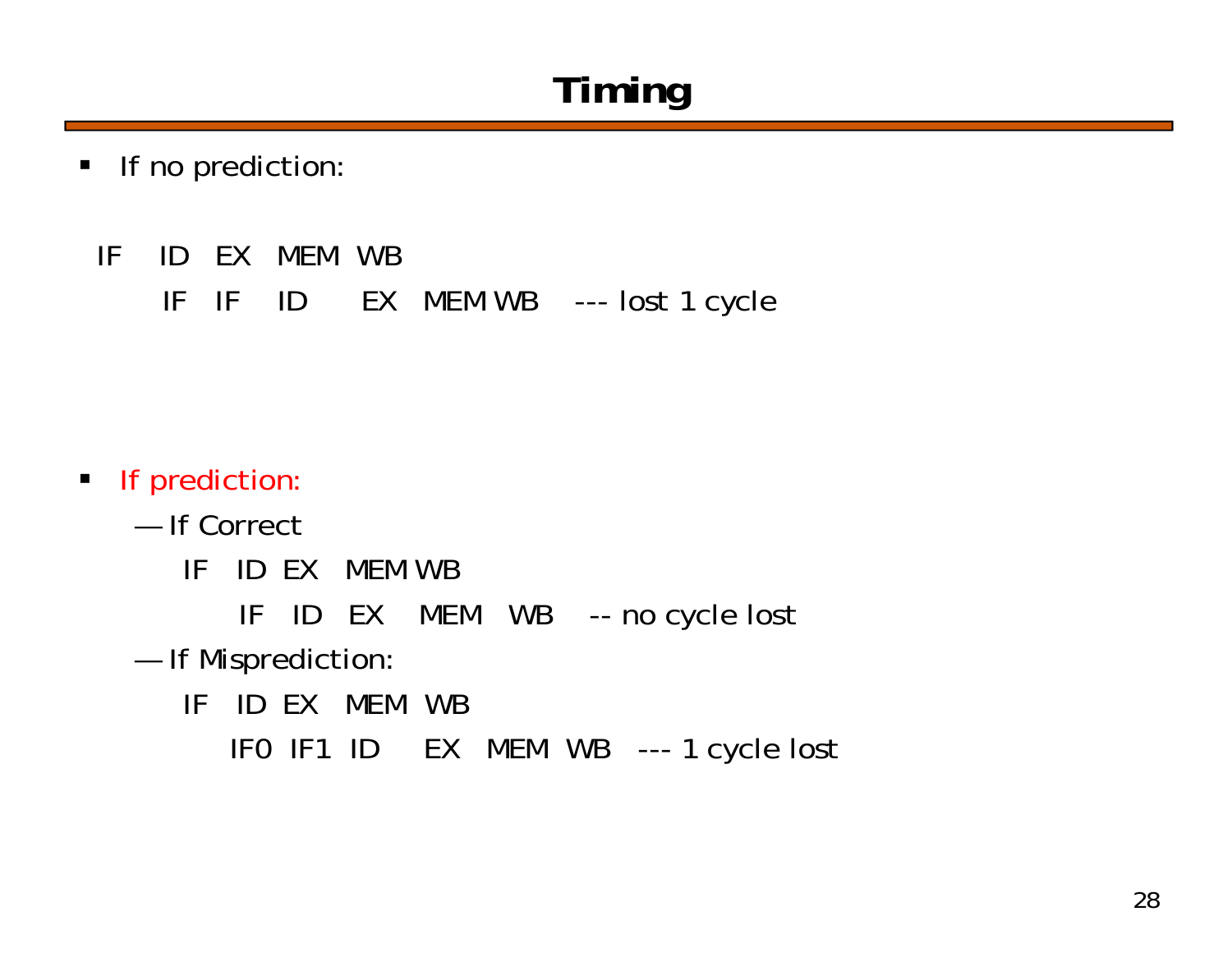# Timing

- If no prediction:

```
IF   ID   EX   MEM  WB
     IF   IF   ID     EX   MEM WB    --- lost 1 cycle
```

- If prediction:
  - If Correct

```
IF   ID  EX   MEM WB
     IF   ID   EX    MEM   WB    -- no cycle lost
```

  - If Misprediction:

```
IF   ID  EX   MEM  WB
     IF0  IF1  ID     EX   MEM  WB   --- 1 cycle lost
```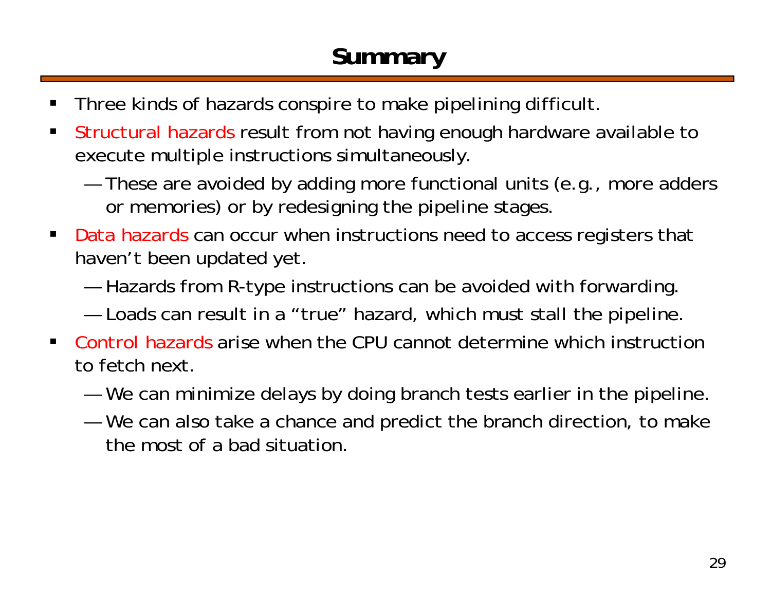# Summary

- Three kinds of hazards conspire to make pipelining difficult.
- Structural hazards result from not having enough hardware available to execute multiple instructions simultaneously.
  - These are avoided by adding more functional units (e.g., more adders or memories) or by redesigning the pipeline stages.
- Data hazards can occur when instructions need to access registers that haven't been updated yet.
  - Hazards from R-type instructions can be avoided with forwarding.
  - Loads can result in a "true" hazard, which must stall the pipeline.
- Control hazards arise when the CPU cannot determine which instruction to fetch next.
  - We can minimize delays by doing branch tests earlier in the pipeline.
  - We can also take a chance and predict the branch direction, to make the most of a bad situation.